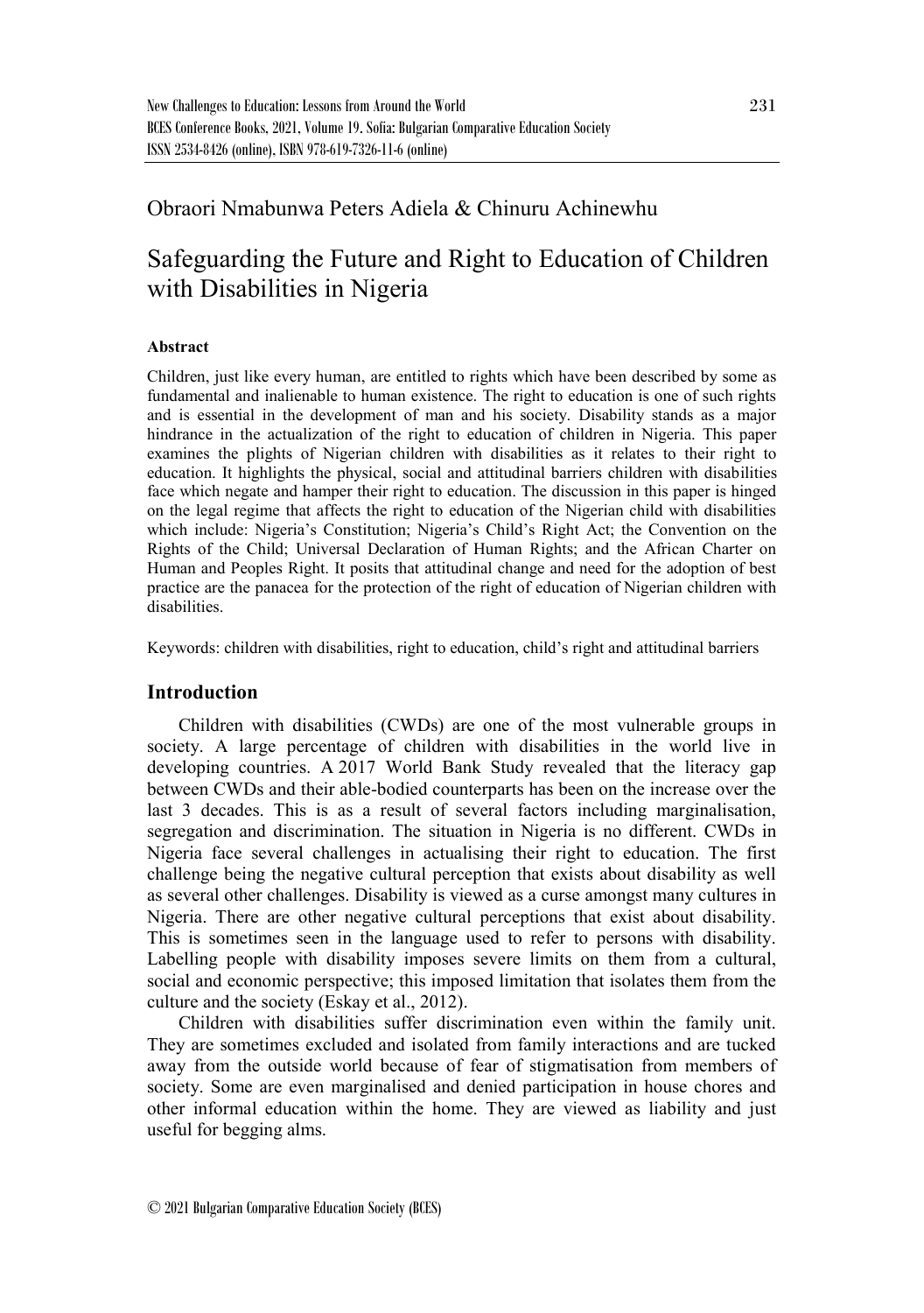Obraori Nmabunwa Peters Adiela & Chinuru Achinewhu

# Safeguarding the Future and Right to Education of Children with Disabilities in Nigeria

### Abstract

Children, just like every human, are entitled to rights which have been described by some as fundamental and inalienable to human existence. The right to education is one of such rights and is essential in the development of man and his society. Disability stands as a major hindrance in the actualization of the right to education of children in Nigeria. This paper examines the plights of Nigerian children with disabilities as it relates to their right to education. It highlights the physical, social and attitudinal barriers children with disabilities face which negate and hamper their right to education. The discussion in this paper is hinged on the legal regime that affects the right to education of the Nigerian child with disabilities which include: Nigeria's Constitution; Nigeria's Child's Right Act; the Convention on the Rights of the Child; Universal Declaration of Human Rights; and the African Charter on Human and Peoples Right. It posits that attitudinal change and need for the adoption of best practice are the panacea for the protection of the right of education of Nigerian children with disabilities.

Keywords: children with disabilities, right to education, child's right and attitudinal barriers

## Introduction

Children with disabilities (CWDs) are one of the most vulnerable groups in society. A large percentage of children with disabilities in the world live in developing countries. A 2017 World Bank Study revealed that the literacy gap between CWDs and their able-bodied counterparts has been on the increase over the last 3 decades. This is as a result of several factors including marginalisation, segregation and discrimination. The situation in Nigeria is no different. CWDs in Nigeria face several challenges in actualising their right to education. The first challenge being the negative cultural perception that exists about disability as well as several other challenges. Disability is viewed as a curse amongst many cultures in Nigeria. There are other negative cultural perceptions that exist about disability. This is sometimes seen in the language used to refer to persons with disability. Labelling people with disability imposes severe limits on them from a cultural, social and economic perspective; this imposed limitation that isolates them from the culture and the society (Eskay et al., 2012).

Children with disabilities suffer discrimination even within the family unit. They are sometimes excluded and isolated from family interactions and are tucked away from the outside world because of fear of stigmatisation from members of society. Some are even marginalised and denied participation in house chores and other informal education within the home. They are viewed as liability and just useful for begging alms.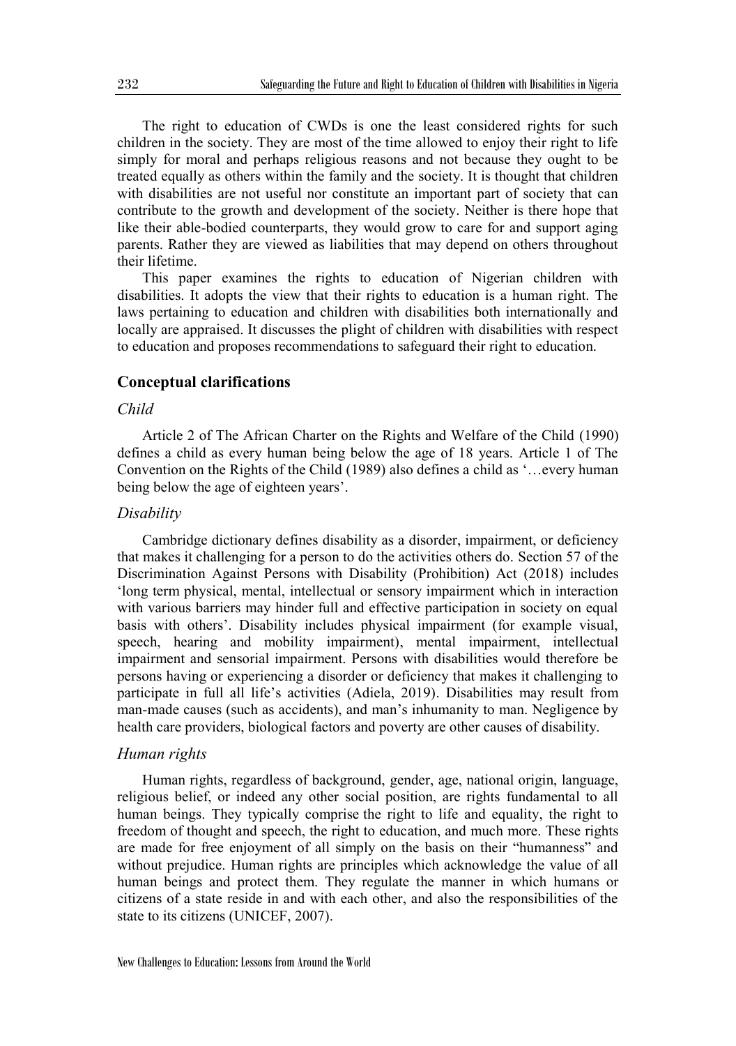The right to education of CWDs is one the least considered rights for such children in the society. They are most of the time allowed to enjoy their right to life simply for moral and perhaps religious reasons and not because they ought to be treated equally as others within the family and the society. It is thought that children with disabilities are not useful nor constitute an important part of society that can contribute to the growth and development of the society. Neither is there hope that like their able-bodied counterparts, they would grow to care for and support aging parents. Rather they are viewed as liabilities that may depend on others throughout their lifetime.

This paper examines the rights to education of Nigerian children with disabilities. It adopts the view that their rights to education is a human right. The laws pertaining to education and children with disabilities both internationally and locally are appraised. It discusses the plight of children with disabilities with respect to education and proposes recommendations to safeguard their right to education.

## Conceptual clarifications

### *Child*

Article 2 of The African Charter on the Rights and Welfare of the Child (1990) defines a child as every human being below the age of 18 years. Article 1 of The Convention on the Rights of the Child (1989) also defines a child as '…every human being below the age of eighteen years'.

### *Disability*

Cambridge dictionary defines disability as a disorder, impairment, or deficiency that makes it challenging for a person to do the activities others do. Section 57 of the Discrimination Against Persons with Disability (Prohibition) Act (2018) includes 'long term physical, mental, intellectual or sensory impairment which in interaction with various barriers may hinder full and effective participation in society on equal basis with others'. Disability includes physical impairment (for example visual, speech, hearing and mobility impairment), mental impairment, intellectual impairment and sensorial impairment. Persons with disabilities would therefore be persons having or experiencing a disorder or deficiency that makes it challenging to participate in full all life's activities (Adiela, 2019). Disabilities may result from man-made causes (such as accidents), and man's inhumanity to man. Negligence by health care providers, biological factors and poverty are other causes of disability.

### *Human rights*

Human rights, regardless of background, gender, age, national origin, language, religious belief, or indeed any other social position, are rights fundamental to all human beings. They typically comprise the right to life and equality, the right to freedom of thought and speech, the right to education, and much more. These rights are made for free enjoyment of all simply on the basis on their "humanness" and without prejudice. Human rights are principles which acknowledge the value of all human beings and protect them. They regulate the manner in which humans or citizens of a state reside in and with each other, and also the responsibilities of the state to its citizens (UNICEF, 2007).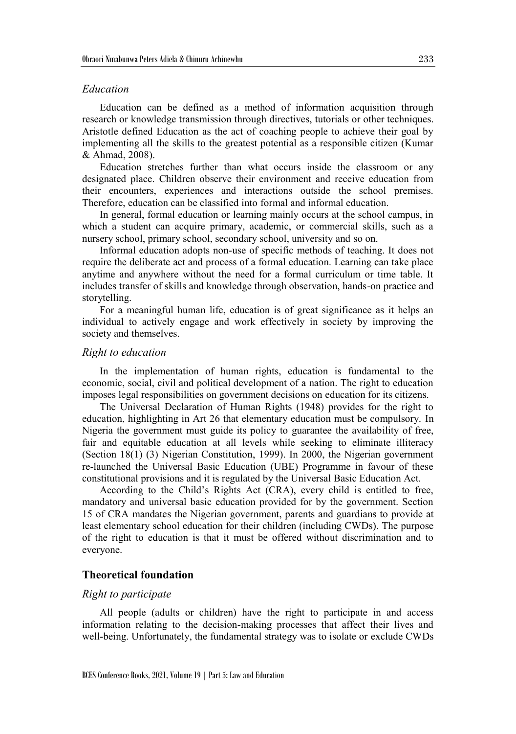### *Education*

Education can be defined as a method of information acquisition through research or knowledge transmission through directives, tutorials or other techniques. Aristotle defined Education as the act of coaching people to achieve their goal by implementing all the skills to the greatest potential as a responsible citizen (Kumar & Ahmad, 2008).

Education stretches further than what occurs inside the classroom or any designated place. Children observe their environment and receive education from their encounters, experiences and interactions outside the school premises. Therefore, education can be classified into formal and informal education.

In general, formal education or learning mainly occurs at the school campus, in which a student can acquire primary, academic, or commercial skills, such as a nursery school, primary school, secondary school, university and so on.

Informal education adopts non-use of specific methods of teaching. It does not require the deliberate act and process of a formal education. Learning can take place anytime and anywhere without the need for a formal curriculum or time table. It includes transfer of skills and knowledge through observation, hands-on practice and storytelling.

For a meaningful human life, education is of great significance as it helps an individual to actively engage and work effectively in society by improving the society and themselves.

### *Right to education*

In the implementation of human rights, education is fundamental to the economic, social, civil and political development of a nation. The right to education imposes legal responsibilities on government decisions on education for its citizens.

The Universal Declaration of Human Rights (1948) provides for the right to education, highlighting in Art 26 that elementary education must be compulsory. In Nigeria the government must guide its policy to guarantee the availability of free, fair and equitable education at all levels while seeking to eliminate illiteracy (Section 18(1) (3) Nigerian Constitution, 1999). In 2000, the Nigerian government re-launched the Universal Basic Education (UBE) Programme in favour of these constitutional provisions and it is regulated by the Universal Basic Education Act.

According to the Child's Rights Act (CRA), every child is entitled to free, mandatory and universal basic education provided for by the government. Section 15 of CRA mandates the Nigerian government, parents and guardians to provide at least elementary school education for their children (including CWDs). The purpose of the right to education is that it must be offered without discrimination and to everyone.

## **Theoretical foundation**

### *Right to participate*

All people (adults or children) have the right to participate in and access information relating to the decision-making processes that affect their lives and well-being. Unfortunately, the fundamental strategy was to isolate or exclude CWDs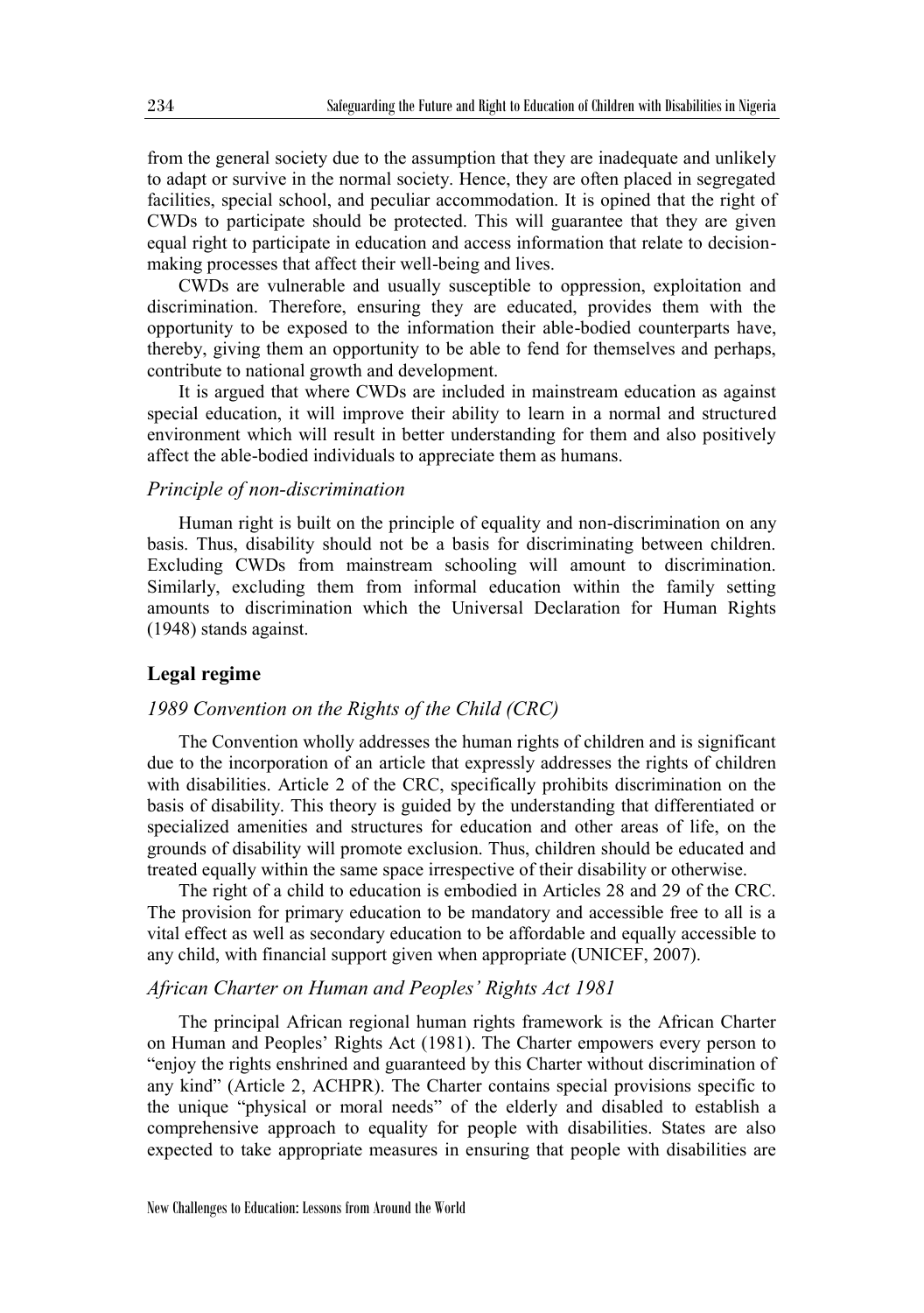from the general society due to the assumption that they are inadequate and unlikely to adapt or survive in the normal society. Hence, they are often placed in segregated facilities, special school, and peculiar accommodation. It is opined that the right of CWDs to participate should be protected. This will guarantee that they are given equal right to participate in education and access information that relate to decision-making processes that affect their well-being and lives.

CWDs are vulnerable and usually susceptible to oppression, exploitation and discrimination. Therefore, ensuring they are educated, provides them with the opportunity to be exposed to the information their able-bodied counterparts have, thereby, giving them an opportunity to be able to fend for themselves and perhaps, contribute to national growth and development.

It is argued that where CWDs are included in mainstream education as against special education, it will improve their ability to learn in a normal and structured environment which will result in better understanding for them and also positively affect the able-bodied individuals to appreciate them as humans.

### *Principle of non-discrimination*

Human right is built on the principle of equality and non-discrimination on any basis. Thus, disability should not be a basis for discriminating between children. Excluding CWDs from mainstream schooling will amount to discrimination. Similarly, excluding them from informal education within the family setting amounts to discrimination which the Universal Declaration for Human Rights (1948) stands against.

## **Legal regime**

### *1989 Convention on the Rights of the Child (CRC)*

The Convention wholly addresses the human rights of children and is significant due to the incorporation of an article that expressly addresses the rights of children with disabilities. Article 2 of the CRC, specifically prohibits discrimination on the basis of disability. This theory is guided by the understanding that differentiated or specialized amenities and structures for education and other areas of life, on the grounds of disability will promote exclusion. Thus, children should be educated and treated equally within the same space irrespective of their disability or otherwise.

The right of a child to education is embodied in Articles 28 and 29 of the CRC. The provision for primary education to be mandatory and accessible free to all is a vital effect as well as secondary education to be affordable and equally accessible to any child, with financial support given when appropriate (UNICEF, 2007).

### *African Charter on Human and Peoples' Rights Act 1981*

The principal African regional human rights framework is the African Charter on Human and Peoples' Rights Act (1981). The Charter empowers every person to "enjoy the rights enshrined and guaranteed by this Charter without discrimination of any kind" (Article 2, ACHPR). The Charter contains special provisions specific to the unique "physical or moral needs" of the elderly and disabled to establish a comprehensive approach to equality for people with disabilities. States are also expected to take appropriate measures in ensuring that people with disabilities are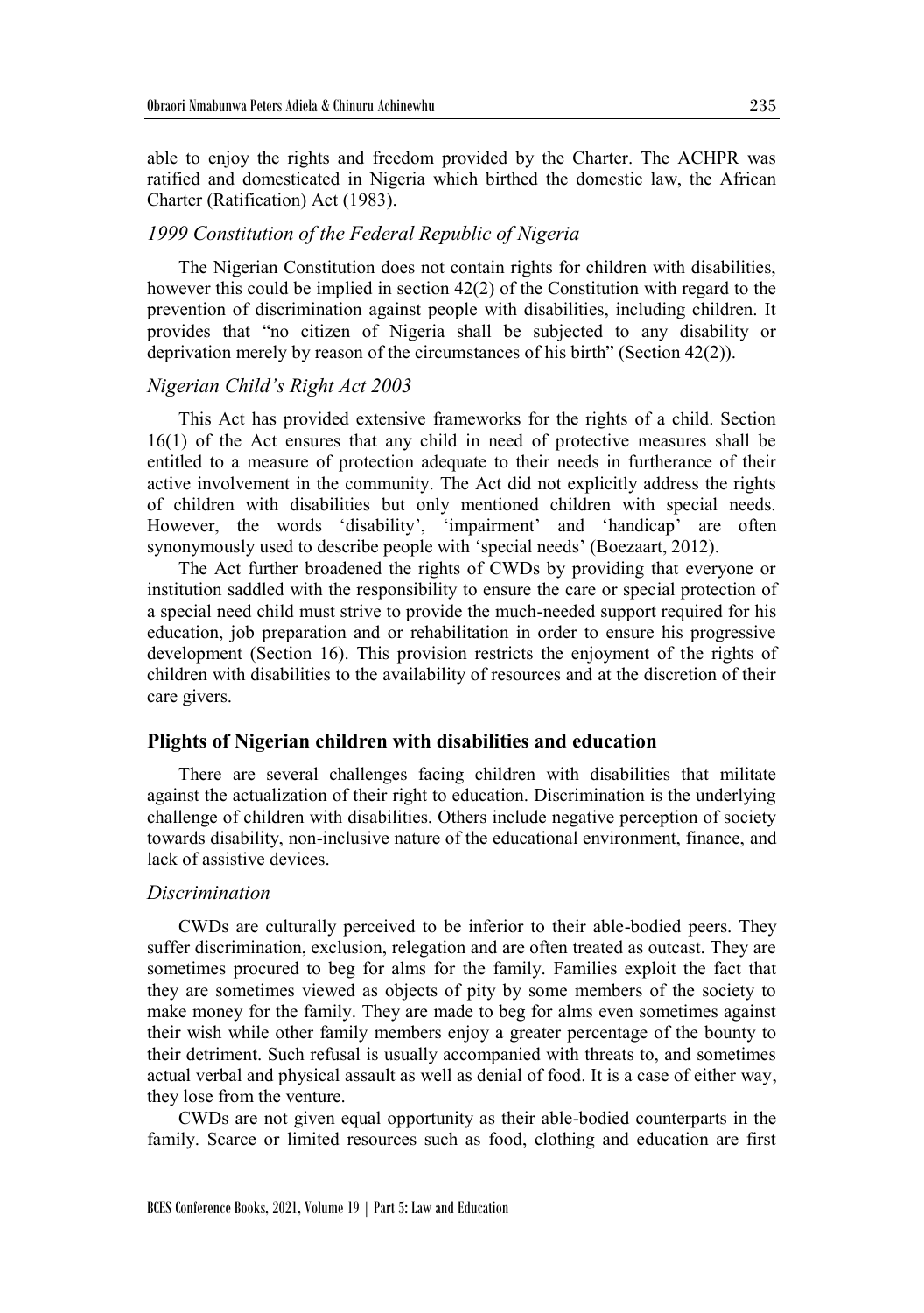able to enjoy the rights and freedom provided by the Charter. The ACHPR was ratified and domesticated in Nigeria which birthed the domestic law, the African Charter (Ratification) Act (1983).

### *1999 Constitution of the Federal Republic of Nigeria*

The Nigerian Constitution does not contain rights for children with disabilities, however this could be implied in section 42(2) of the Constitution with regard to the prevention of discrimination against people with disabilities, including children. It provides that "no citizen of Nigeria shall be subjected to any disability or deprivation merely by reason of the circumstances of his birth" (Section 42(2)).

### *Nigerian Child's Right Act 2003*

This Act has provided extensive frameworks for the rights of a child. Section 16(1) of the Act ensures that any child in need of protective measures shall be entitled to a measure of protection adequate to their needs in furtherance of their active involvement in the community. The Act did not explicitly address the rights of children with disabilities but only mentioned children with special needs. However, the words 'disability', 'impairment' and 'handicap' are often synonymously used to describe people with 'special needs' (Boezaart, 2012).

The Act further broadened the rights of CWDs by providing that everyone or institution saddled with the responsibility to ensure the care or special protection of a special need child must strive to provide the much-needed support required for his education, job preparation and or rehabilitation in order to ensure his progressive development (Section 16). This provision restricts the enjoyment of the rights of children with disabilities to the availability of resources and at the discretion of their care givers.

## Plights of Nigerian children with disabilities and education

There are several challenges facing children with disabilities that militate against the actualization of their right to education. Discrimination is the underlying challenge of children with disabilities. Others include negative perception of society towards disability, non-inclusive nature of the educational environment, finance, and lack of assistive devices.

### *Discrimination*

CWDs are culturally perceived to be inferior to their able-bodied peers. They suffer discrimination, exclusion, relegation and are often treated as outcast. They are sometimes procured to beg for alms for the family. Families exploit the fact that they are sometimes viewed as objects of pity by some members of the society to make money for the family. They are made to beg for alms even sometimes against their wish while other family members enjoy a greater percentage of the bounty to their detriment. Such refusal is usually accompanied with threats to, and sometimes actual verbal and physical assault as well as denial of food. It is a case of either way, they lose from the venture.

CWDs are not given equal opportunity as their able-bodied counterparts in the family. Scarce or limited resources such as food, clothing and education are first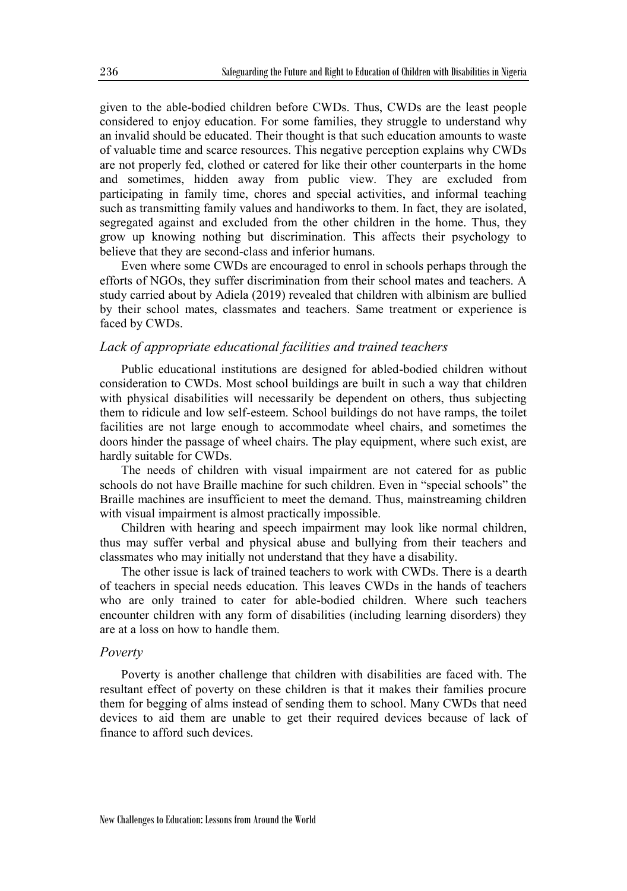given to the able-bodied children before CWDs. Thus, CWDs are the least people considered to enjoy education. For some families, they struggle to understand why an invalid should be educated. Their thought is that such education amounts to waste of valuable time and scarce resources. This negative perception explains why CWDs are not properly fed, clothed or catered for like their other counterparts in the home and sometimes, hidden away from public view. They are excluded from participating in family time, chores and special activities, and informal teaching such as transmitting family values and handiworks to them. In fact, they are isolated, segregated against and excluded from the other children in the home. Thus, they grow up knowing nothing but discrimination. This affects their psychology to believe that they are second-class and inferior humans.

Even where some CWDs are encouraged to enrol in schools perhaps through the efforts of NGOs, they suffer discrimination from their school mates and teachers. A study carried about by Adiela (2019) revealed that children with albinism are bullied by their school mates, classmates and teachers. Same treatment or experience is faced by CWDs.

### *Lack of appropriate educational facilities and trained teachers*

Public educational institutions are designed for abled-bodied children without consideration to CWDs. Most school buildings are built in such a way that children with physical disabilities will necessarily be dependent on others, thus subjecting them to ridicule and low self-esteem. School buildings do not have ramps, the toilet facilities are not large enough to accommodate wheel chairs, and sometimes the doors hinder the passage of wheel chairs. The play equipment, where such exist, are hardly suitable for CWDs.

The needs of children with visual impairment are not catered for as public schools do not have Braille machine for such children. Even in "special schools" the Braille machines are insufficient to meet the demand. Thus, mainstreaming children with visual impairment is almost practically impossible.

Children with hearing and speech impairment may look like normal children, thus may suffer verbal and physical abuse and bullying from their teachers and classmates who may initially not understand that they have a disability.

The other issue is lack of trained teachers to work with CWDs. There is a dearth of teachers in special needs education. This leaves CWDs in the hands of teachers who are only trained to cater for able-bodied children. Where such teachers encounter children with any form of disabilities (including learning disorders) they are at a loss on how to handle them.

### *Poverty*

Poverty is another challenge that children with disabilities are faced with. The resultant effect of poverty on these children is that it makes their families procure them for begging of alms instead of sending them to school. Many CWDs that need devices to aid them are unable to get their required devices because of lack of finance to afford such devices.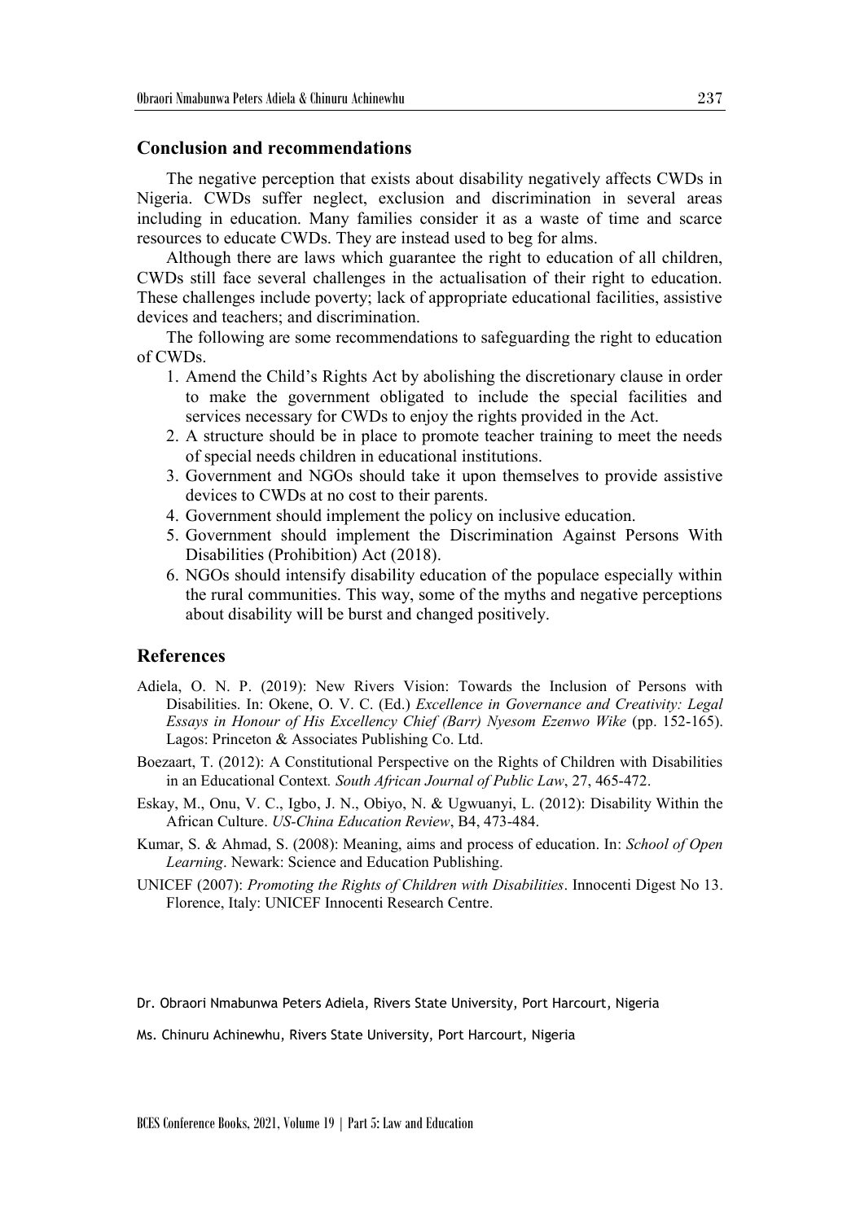## Conclusion and recommendations

The negative perception that exists about disability negatively affects CWDs in Nigeria. CWDs suffer neglect, exclusion and discrimination in several areas including in education. Many families consider it as a waste of time and scarce resources to educate CWDs. They are instead used to beg for alms.

Although there are laws which guarantee the right to education of all children, CWDs still face several challenges in the actualisation of their right to education. These challenges include poverty; lack of appropriate educational facilities, assistive devices and teachers; and discrimination.

The following are some recommendations to safeguarding the right to education of CWDs.

1. Amend the Child's Rights Act by abolishing the discretionary clause in order to make the government obligated to include the special facilities and services necessary for CWDs to enjoy the rights provided in the Act.
2. A structure should be in place to promote teacher training to meet the needs of special needs children in educational institutions.
3. Government and NGOs should take it upon themselves to provide assistive devices to CWDs at no cost to their parents.
4. Government should implement the policy on inclusive education.
5. Government should implement the Discrimination Against Persons With Disabilities (Prohibition) Act (2018).
6. NGOs should intensify disability education of the populace especially within the rural communities. This way, some of the myths and negative perceptions about disability will be burst and changed positively.

## References

Adiela, O. N. P. (2019): New Rivers Vision: Towards the Inclusion of Persons with Disabilities. In: Okene, O. V. C. (Ed.) *Excellence in Governance and Creativity: Legal Essays in Honour of His Excellency Chief (Barr) Nyesom Ezenwo Wike* (pp. 152-165). Lagos: Princeton & Associates Publishing Co. Ltd.

Boezaart, T. (2012): A Constitutional Perspective on the Rights of Children with Disabilities in an Educational Context. *South African Journal of Public Law*, 27, 465-472.

Eskay, M., Onu, V. C., Igbo, J. N., Obiyo, N. & Ugwuanyi, L. (2012): Disability Within the African Culture. *US-China Education Review*, B4, 473-484.

Kumar, S. & Ahmad, S. (2008): Meaning, aims and process of education. In: *School of Open Learning*. Newark: Science and Education Publishing.

UNICEF (2007): *Promoting the Rights of Children with Disabilities*. Innocenti Digest No 13. Florence, Italy: UNICEF Innocenti Research Centre.

Dr. Obraori Nmabunwa Peters Adiela, Rivers State University, Port Harcourt, Nigeria

Ms. Chinuru Achinewhu, Rivers State University, Port Harcourt, Nigeria